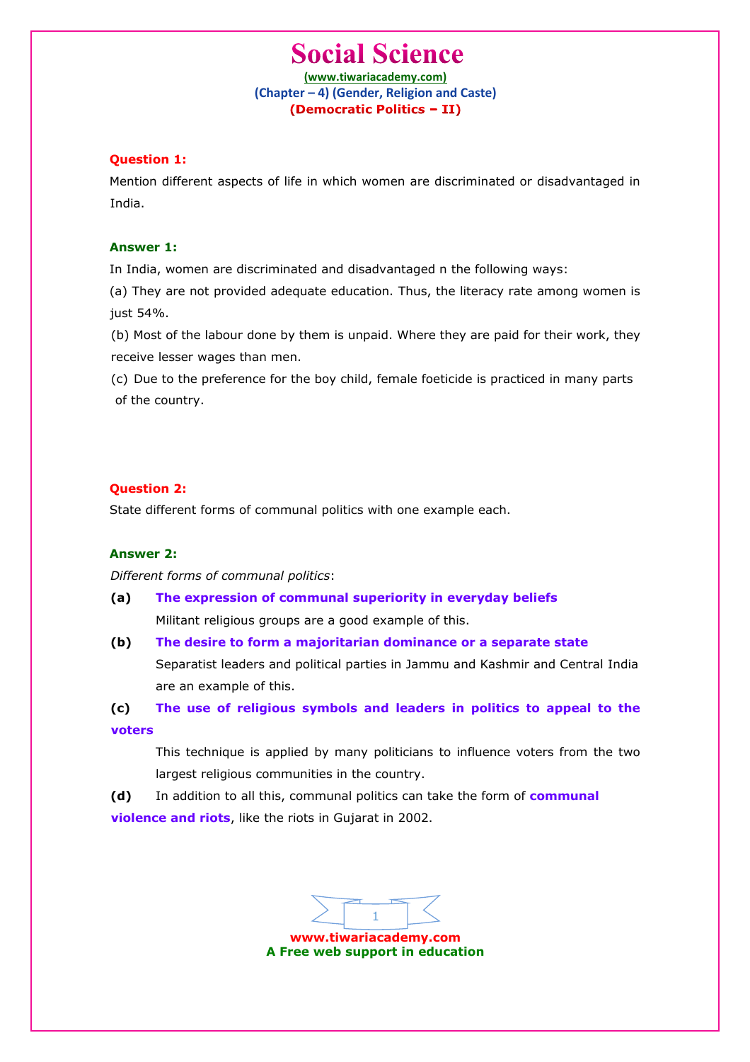# Social Science

(www.tiwariacademy.com)

**(Chapter – 4) (Gender, Religion and Caste)**

**(Democratic Politics – II)**

**Question 1:**

Mention different aspects of life in which women are discriminated or disadvantaged in India.

**Answer 1:**

In India, women are discriminated and disadvantaged n the following ways:

(a) They are not provided adequate education. Thus, the literacy rate among women is just 54%.

(b) Most of the labour done by them is unpaid. Where they are paid for their work, they receive lesser wages than men.

(c) Due to the preference for the boy child, female foeticide is practiced in many parts of the country.

**Question 2:**

State different forms of communal politics with one example each.

**Answer 2:**

*Different forms of communal politics*:

**(a)** **The expression of communal superiority in everyday beliefs**
Militant religious groups are a good example of this.

**(b)** **The desire to form a majoritarian dominance or a separate state**
Separatist leaders and political parties in Jammu and Kashmir and Central India are an example of this.

**(c)** **The use of religious symbols and leaders in politics to appeal to the voters**
This technique is applied by many politicians to influence voters from the two largest religious communities in the country.

**(d)** In addition to all this, communal politics can take the form of **communal violence and riots**, like the riots in Gujarat in 2002.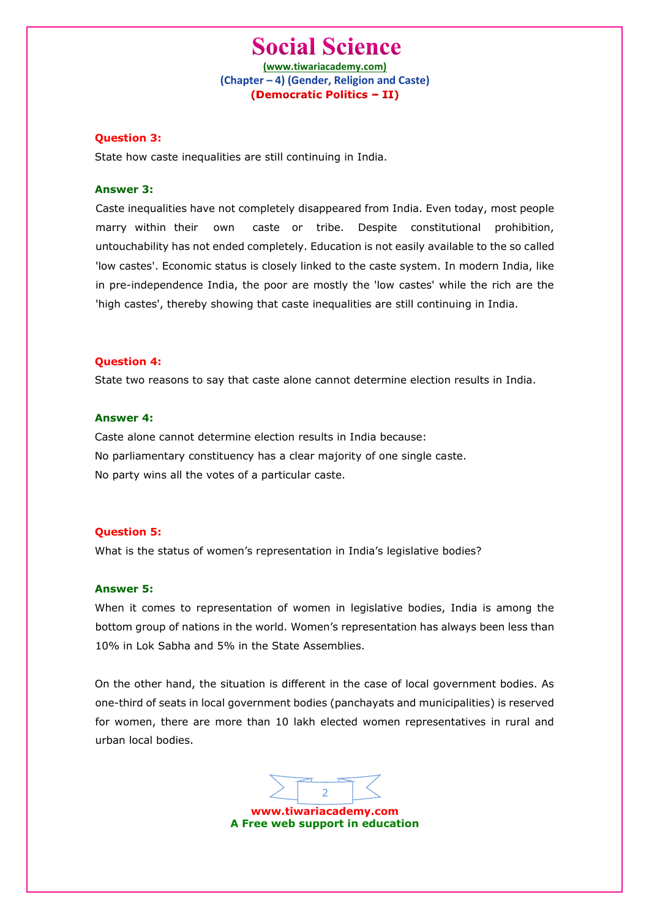**Question 3:**

State how caste inequalities are still continuing in India.

**Answer 3:**

Caste inequalities have not completely disappeared from India. Even today, most people marry within their own caste or tribe. Despite constitutional prohibition, untouchability has not ended completely. Education is not easily available to the so called 'low castes'. Economic status is closely linked to the caste system. In modern India, like in pre-independence India, the poor are mostly the 'low castes' while the rich are the 'high castes', thereby showing that caste inequalities are still continuing in India.

**Question 4:**

State two reasons to say that caste alone cannot determine election results in India.

**Answer 4:**

Caste alone cannot determine election results in India because:

No parliamentary constituency has a clear majority of one single caste.

No party wins all the votes of a particular caste.

**Question 5:**

What is the status of women's representation in India's legislative bodies?

**Answer 5:**

When it comes to representation of women in legislative bodies, India is among the bottom group of nations in the world. Women's representation has always been less than 10% in Lok Sabha and 5% in the State Assemblies.

On the other hand, the situation is different in the case of local government bodies. As one-third of seats in local government bodies (panchayats and municipalities) is reserved for women, there are more than 10 lakh elected women representatives in rural and urban local bodies.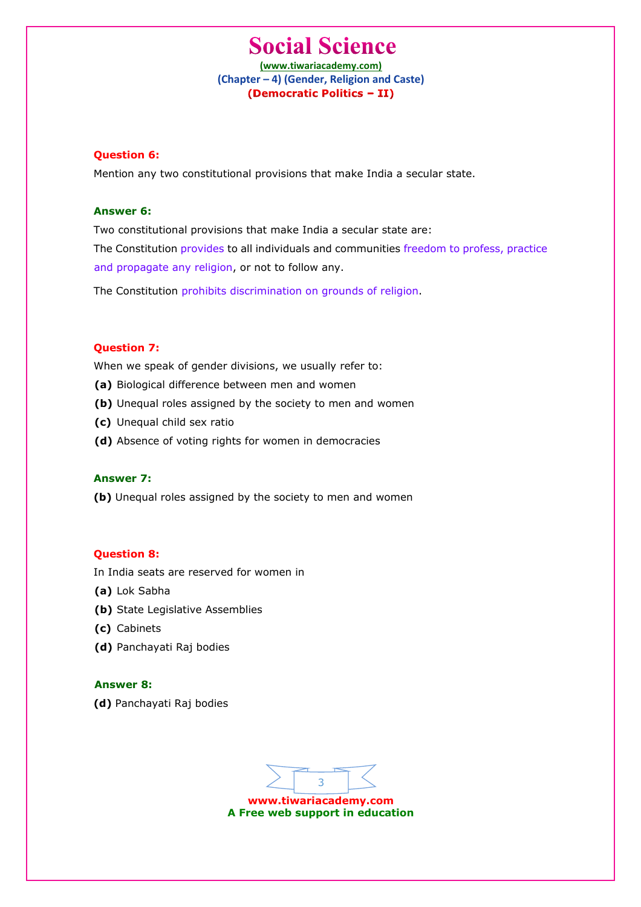**Question 6:**

Mention any two constitutional provisions that make India a secular state.

**Answer 6:**

Two constitutional provisions that make India a secular state are:

The Constitution provides to all individuals and communities freedom to profess, practice and propagate any religion, or not to follow any.

The Constitution prohibits discrimination on grounds of religion.

**Question 7:**

When we speak of gender divisions, we usually refer to:

**(a)** Biological difference between men and women

**(b)** Unequal roles assigned by the society to men and women

**(c)** Unequal child sex ratio

**(d)** Absence of voting rights for women in democracies

**Answer 7:**

**(b)** Unequal roles assigned by the society to men and women

**Question 8:**

In India seats are reserved for women in

**(a)** Lok Sabha

**(b)** State Legislative Assemblies

**(c)** Cabinets

**(d)** Panchayati Raj bodies

**Answer 8:**

**(d)** Panchayati Raj bodies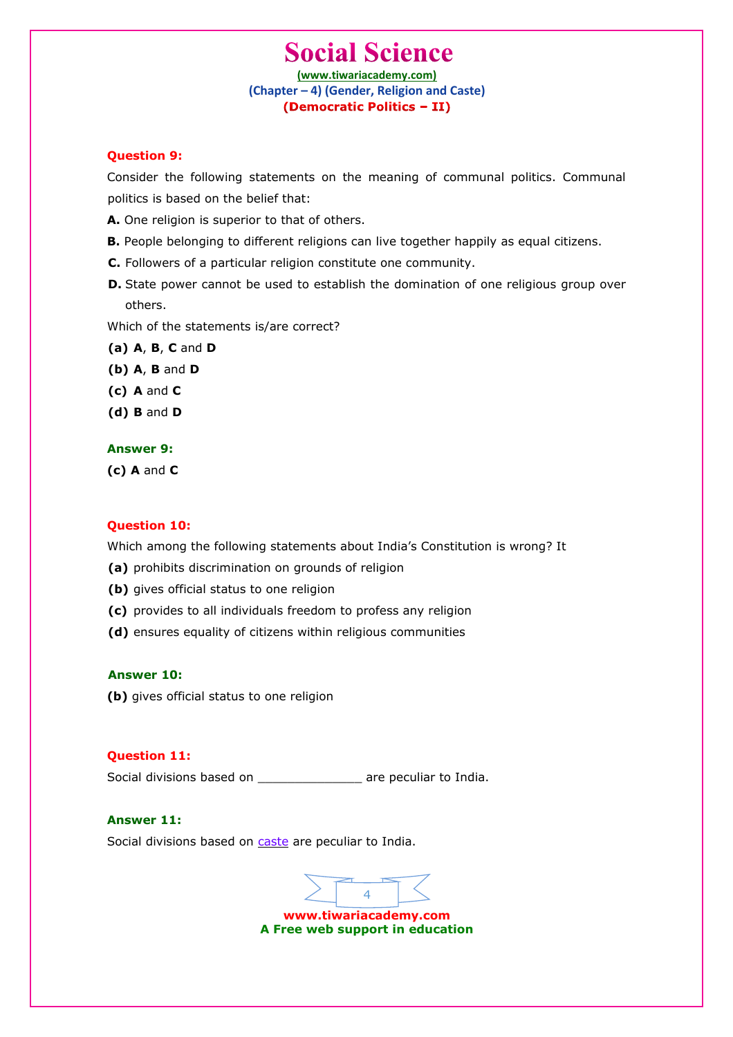**Question 9:**

Consider the following statements on the meaning of communal politics. Communal politics is based on the belief that:

**A.** One religion is superior to that of others.

**B.** People belonging to different religions can live together happily as equal citizens.

**C.** Followers of a particular religion constitute one community.

**D.** State power cannot be used to establish the domination of one religious group over others.

Which of the statements is/are correct?

**(a)** **A**, **B**, **C** and **D**

**(b)** **A**, **B** and **D**

**(c)** **A** and **C**

**(d)** **B** and **D**

**Answer 9:**

**(c)** **A** and **C**

**Question 10:**

Which among the following statements about India's Constitution is wrong? It

**(a)** prohibits discrimination on grounds of religion

**(b)** gives official status to one religion

**(c)** provides to all individuals freedom to profess any religion

**(d)** ensures equality of citizens within religious communities

**Answer 10:**

**(b)** gives official status to one religion

**Question 11:**

Social divisions based on ______________ are peculiar to India.

**Answer 11:**

Social divisions based on caste are peculiar to India.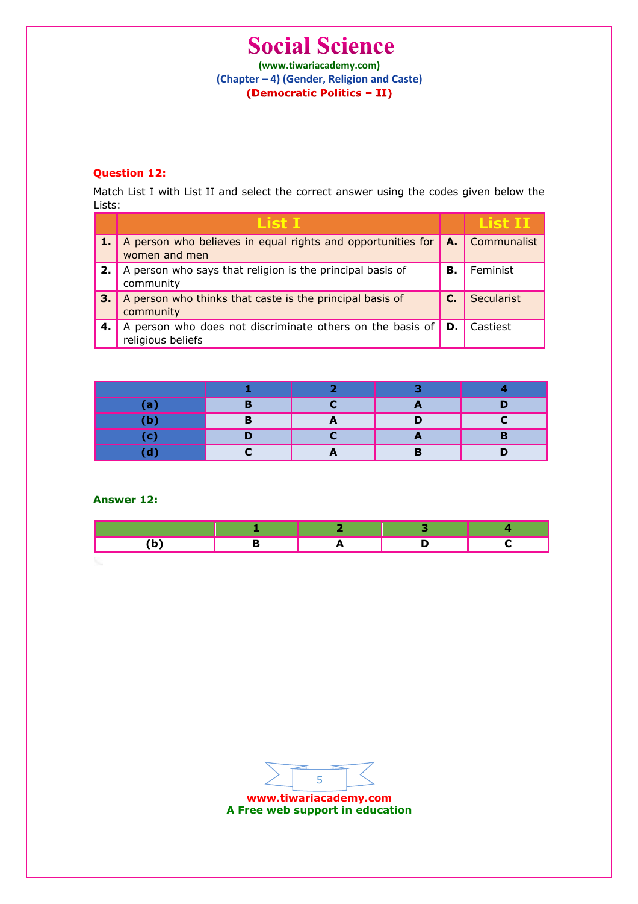# Social Science

(www.tiwariacademy.com)

(Chapter – 4) (Gender, Religion and Caste)

(Democratic Politics – II)

**Question 12:**

Match List I with List II and select the correct answer using the codes given below the Lists:

| | List I | | List II |
|---|---|---|---|
| **1.** | A person who believes in equal rights and opportunities for women and men | **A.** | Communalist |
| **2.** | A person who says that religion is the principal basis of community | **B.** | Feminist |
| **3.** | A person who thinks that caste is the principal basis of community | **C.** | Secularist |
| **4.** | A person who does not discriminate others on the basis of religious beliefs | **D.** | Castiest |

| | 1 | 2 | 3 | 4 |
|---|---|---|---|---|
| **(a)** | B | C | A | D |
| **(b)** | B | A | D | C |
| **(c)** | D | C | A | B |
| **(d)** | C | A | B | D |

**Answer 12:**

| | 1 | 2 | 3 | 4 |
|---|---|---|---|---|
| **(b)** | B | A | D | C |